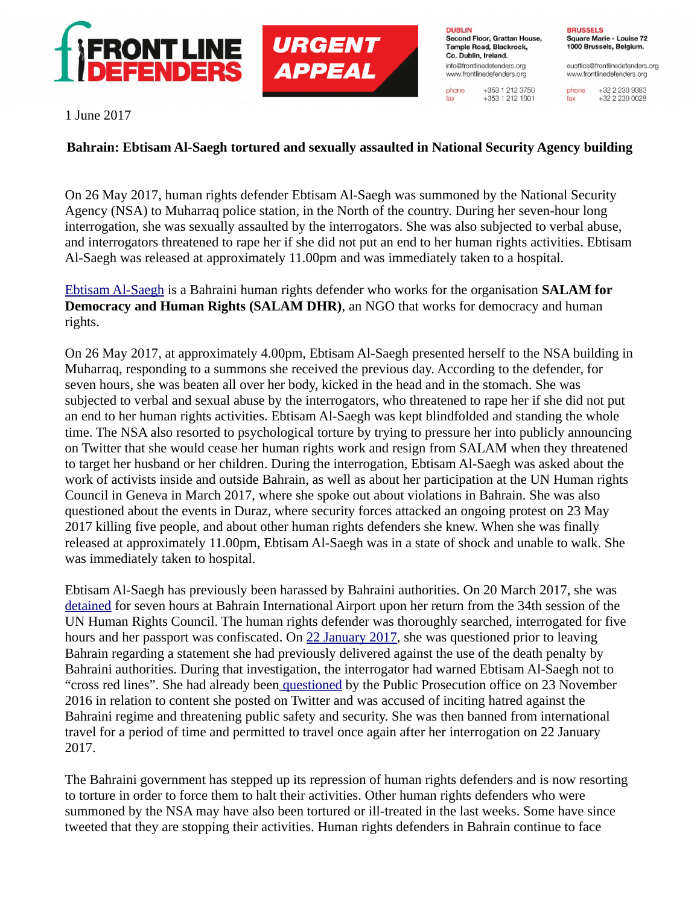**FRONT LINE DEFENDERS** **URGENT APPEAL**

**DUBLIN**
Second Floor, Grattan House, Temple Road, Blackrock, Co. Dublin, Ireland.
info@frontlinedefenders.org
www.frontlinedefenders.org
phone +353 1 212 3750
fax +353 1 212 1001

**BRUSSELS**
Square Marie - Louise 72
1000 Brussels, Belgium.
euoffice@frontlinedefenders.org
www.frontlinedefenders.org
phone +32 2 230 9383
fax +32 2 230 0028

1 June 2017

**Bahrain: Ebtisam Al-Saegh tortured and sexually assaulted in National Security Agency building**

On 26 May 2017, human rights defender Ebtisam Al-Saegh was summoned by the National Security Agency (NSA) to Muharraq police station, in the North of the country. During her seven-hour long interrogation, she was sexually assaulted by the interrogators. She was also subjected to verbal abuse, and interrogators threatened to rape her if she did not put an end to her human rights activities. Ebtisam Al-Saegh was released at approximately 11.00pm and was immediately taken to a hospital.

Ebtisam Al-Saegh is a Bahraini human rights defender who works for the organisation **SALAM for Democracy and Human Rights (SALAM DHR)**, an NGO that works for democracy and human rights.

On 26 May 2017, at approximately 4.00pm, Ebtisam Al-Saegh presented herself to the NSA building in Muharraq, responding to a summons she received the previous day. According to the defender, for seven hours, she was beaten all over her body, kicked in the head and in the stomach. She was subjected to verbal and sexual abuse by the interrogators, who threatened to rape her if she did not put an end to her human rights activities. Ebtisam Al-Saegh was kept blindfolded and standing the whole time. The NSA also resorted to psychological torture by trying to pressure her into publicly announcing on Twitter that she would cease her human rights work and resign from SALAM when they threatened to target her husband or her children. During the interrogation, Ebtisam Al-Saegh was asked about the work of activists inside and outside Bahrain, as well as about her participation at the UN Human rights Council in Geneva in March 2017, where she spoke out about violations in Bahrain. She was also questioned about the events in Duraz, where security forces attacked an ongoing protest on 23 May 2017 killing five people, and about other human rights defenders she knew. When she was finally released at approximately 11.00pm, Ebtisam Al-Saegh was in a state of shock and unable to walk. She was immediately taken to hospital.

Ebtisam Al-Saegh has previously been harassed by Bahraini authorities. On 20 March 2017, she was detained for seven hours at Bahrain International Airport upon her return from the 34th session of the UN Human Rights Council. The human rights defender was thoroughly searched, interrogated for five hours and her passport was confiscated. On 22 January 2017, she was questioned prior to leaving Bahrain regarding a statement she had previously delivered against the use of the death penalty by Bahraini authorities. During that investigation, the interrogator had warned Ebtisam Al-Saegh not to "cross red lines". She had already been questioned by the Public Prosecution office on 23 November 2016 in relation to content she posted on Twitter and was accused of inciting hatred against the Bahraini regime and threatening public safety and security. She was then banned from international travel for a period of time and permitted to travel once again after her interrogation on 22 January 2017.

The Bahraini government has stepped up its repression of human rights defenders and is now resorting to torture in order to force them to halt their activities. Other human rights defenders who were summoned by the NSA may have also been tortured or ill-treated in the last weeks. Some have since tweeted that they are stopping their activities. Human rights defenders in Bahrain continue to face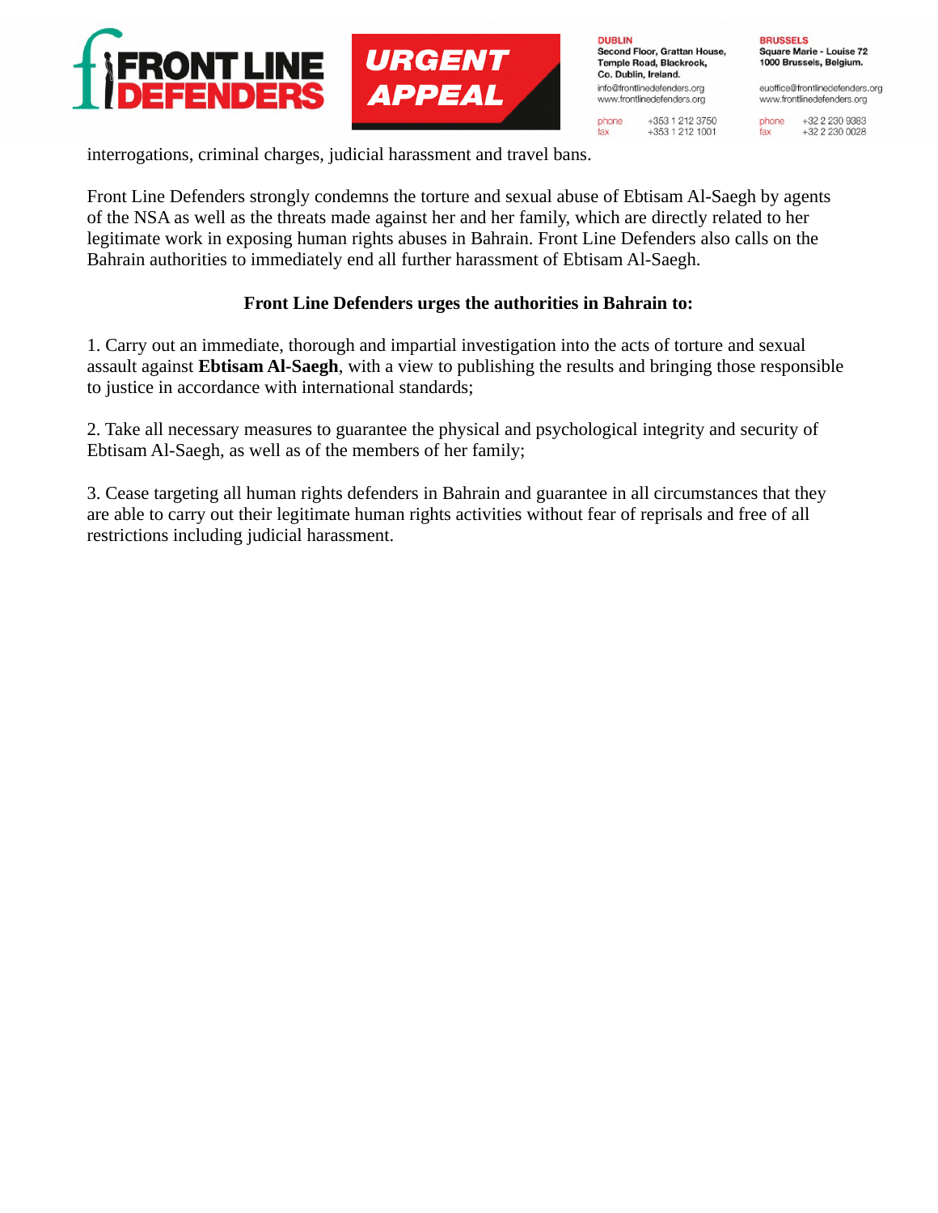interrogations, criminal charges, judicial harassment and travel bans.

Front Line Defenders strongly condemns the torture and sexual abuse of Ebtisam Al-Saegh by agents of the NSA as well as the threats made against her and her family, which are directly related to her legitimate work in exposing human rights abuses in Bahrain. Front Line Defenders also calls on the Bahrain authorities to immediately end all further harassment of Ebtisam Al-Saegh.

**Front Line Defenders urges the authorities in Bahrain to:**

1. Carry out an immediate, thorough and impartial investigation into the acts of torture and sexual assault against **Ebtisam Al-Saegh**, with a view to publishing the results and bringing those responsible to justice in accordance with international standards;

2. Take all necessary measures to guarantee the physical and psychological integrity and security of Ebtisam Al-Saegh, as well as of the members of her family;

3. Cease targeting all human rights defenders in Bahrain and guarantee in all circumstances that they are able to carry out their legitimate human rights activities without fear of reprisals and free of all restrictions including judicial harassment.